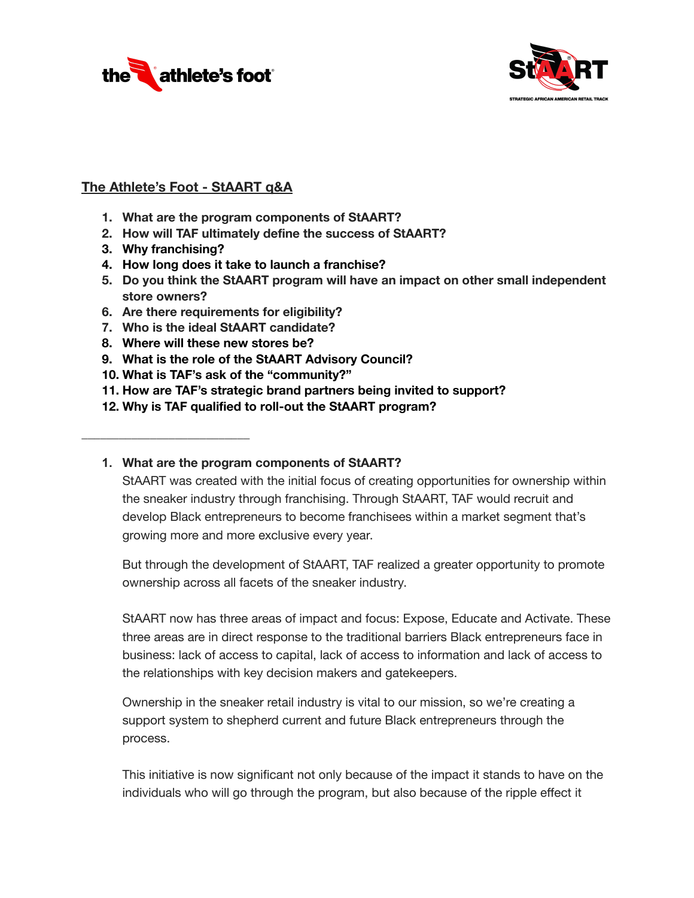## The Athlete's Foot - StAART q&A

1. **What are the program components of StAART?**
2. **How will TAF ultimately define the success of StAART?**
3. **Why franchising?**
4. **How long does it take to launch a franchise?**
5. **Do you think the StAART program will have an impact on other small independent store owners?**
6. **Are there requirements for eligibility?**
7. **Who is the ideal StAART candidate?**
8. **Where will these new stores be?**
9. **What is the role of the StAART Advisory Council?**
10. **What is TAF's ask of the "community?"**
11. **How are TAF's strategic brand partners being invited to support?**
12. **Why is TAF qualified to roll-out the StAART program?**

---

1. **What are the program components of StAART?**

   StAART was created with the initial focus of creating opportunities for ownership within the sneaker industry through franchising. Through StAART, TAF would recruit and develop Black entrepreneurs to become franchisees within a market segment that's growing more and more exclusive every year.

   But through the development of StAART, TAF realized a greater opportunity to promote ownership across all facets of the sneaker industry.

   StAART now has three areas of impact and focus: Expose, Educate and Activate. These three areas are in direct response to the traditional barriers Black entrepreneurs face in business: lack of access to capital, lack of access to information and lack of access to the relationships with key decision makers and gatekeepers.

   Ownership in the sneaker retail industry is vital to our mission, so we're creating a support system to shepherd current and future Black entrepreneurs through the process.

   This initiative is now significant not only because of the impact it stands to have on the individuals who will go through the program, but also because of the ripple effect it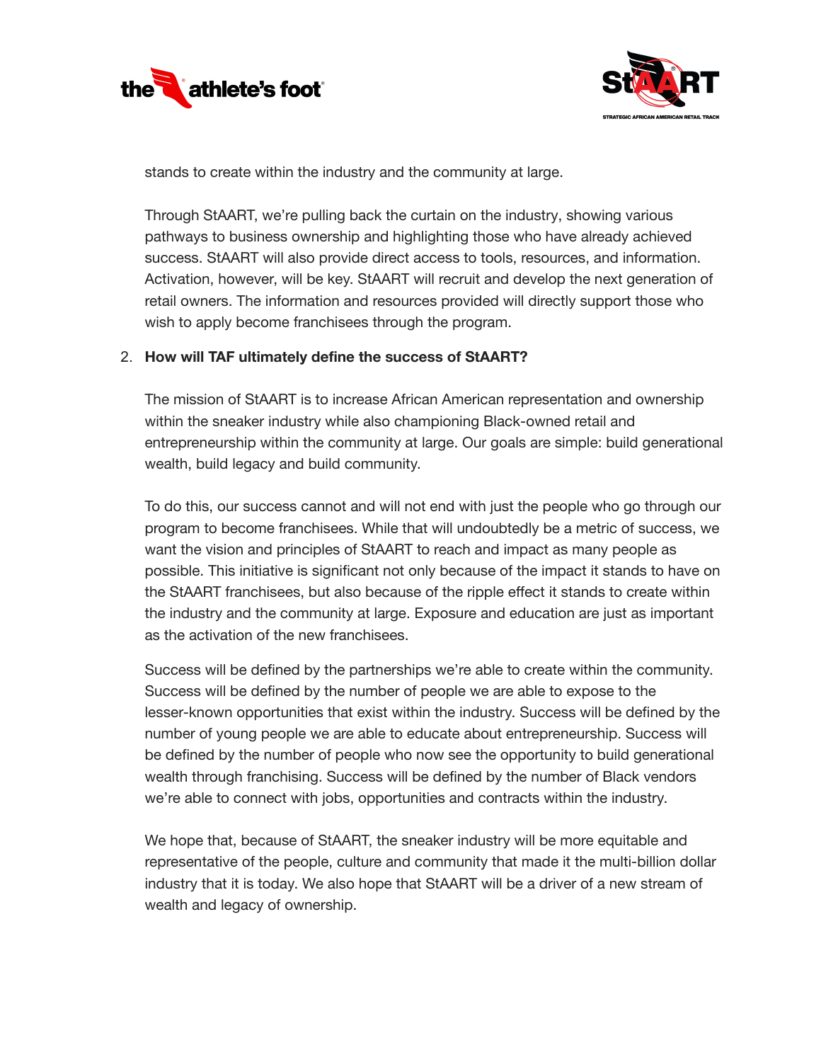stands to create within the industry and the community at large.

Through StAART, we're pulling back the curtain on the industry, showing various pathways to business ownership and highlighting those who have already achieved success. StAART will also provide direct access to tools, resources, and information. Activation, however, will be key. StAART will recruit and develop the next generation of retail owners. The information and resources provided will directly support those who wish to apply become franchisees through the program.

2. **How will TAF ultimately define the success of StAART?**

   The mission of StAART is to increase African American representation and ownership within the sneaker industry while also championing Black-owned retail and entrepreneurship within the community at large. Our goals are simple: build generational wealth, build legacy and build community.

   To do this, our success cannot and will not end with just the people who go through our program to become franchisees. While that will undoubtedly be a metric of success, we want the vision and principles of StAART to reach and impact as many people as possible. This initiative is significant not only because of the impact it stands to have on the StAART franchisees, but also because of the ripple effect it stands to create within the industry and the community at large. Exposure and education are just as important as the activation of the new franchisees.

   Success will be defined by the partnerships we're able to create within the community. Success will be defined by the number of people we are able to expose to the lesser-known opportunities that exist within the industry. Success will be defined by the number of young people we are able to educate about entrepreneurship. Success will be defined by the number of people who now see the opportunity to build generational wealth through franchising. Success will be defined by the number of Black vendors we're able to connect with jobs, opportunities and contracts within the industry.

   We hope that, because of StAART, the sneaker industry will be more equitable and representative of the people, culture and community that made it the multi-billion dollar industry that it is today. We also hope that StAART will be a driver of a new stream of wealth and legacy of ownership.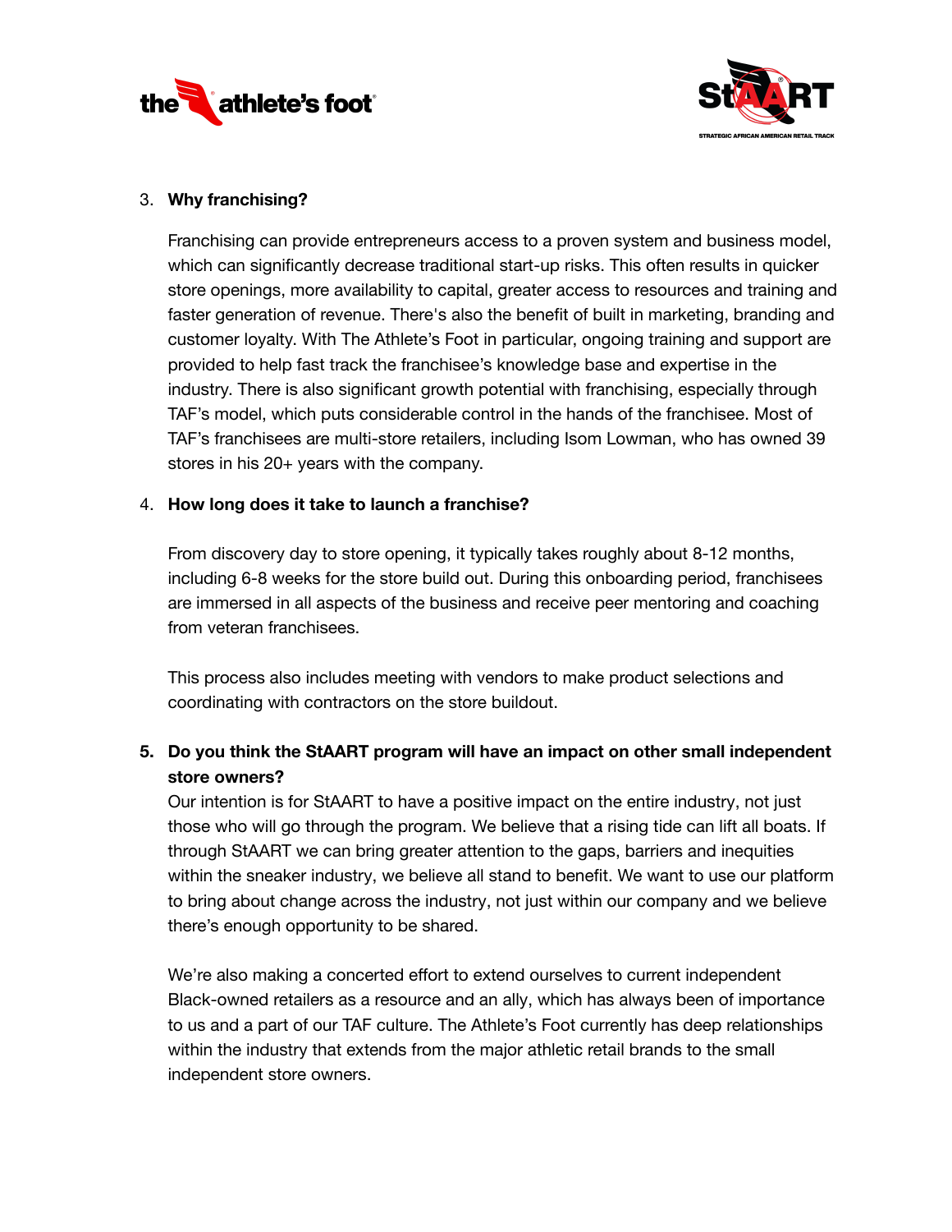3. **Why franchising?**

   Franchising can provide entrepreneurs access to a proven system and business model, which can significantly decrease traditional start-up risks. This often results in quicker store openings, more availability to capital, greater access to resources and training and faster generation of revenue. There's also the benefit of built in marketing, branding and customer loyalty. With The Athlete's Foot in particular, ongoing training and support are provided to help fast track the franchisee's knowledge base and expertise in the industry. There is also significant growth potential with franchising, especially through TAF's model, which puts considerable control in the hands of the franchisee. Most of TAF's franchisees are multi-store retailers, including Isom Lowman, who has owned 39 stores in his 20+ years with the company.

4. **How long does it take to launch a franchise?**

   From discovery day to store opening, it typically takes roughly about 8-12 months, including 6-8 weeks for the store build out. During this onboarding period, franchisees are immersed in all aspects of the business and receive peer mentoring and coaching from veteran franchisees.

   This process also includes meeting with vendors to make product selections and coordinating with contractors on the store buildout.

5. **Do you think the StAART program will have an impact on other small independent store owners?**

   Our intention is for StAART to have a positive impact on the entire industry, not just those who will go through the program. We believe that a rising tide can lift all boats. If through StAART we can bring greater attention to the gaps, barriers and inequities within the sneaker industry, we believe all stand to benefit. We want to use our platform to bring about change across the industry, not just within our company and we believe there's enough opportunity to be shared.

   We're also making a concerted effort to extend ourselves to current independent Black-owned retailers as a resource and an ally, which has always been of importance to us and a part of our TAF culture. The Athlete's Foot currently has deep relationships within the industry that extends from the major athletic retail brands to the small independent store owners.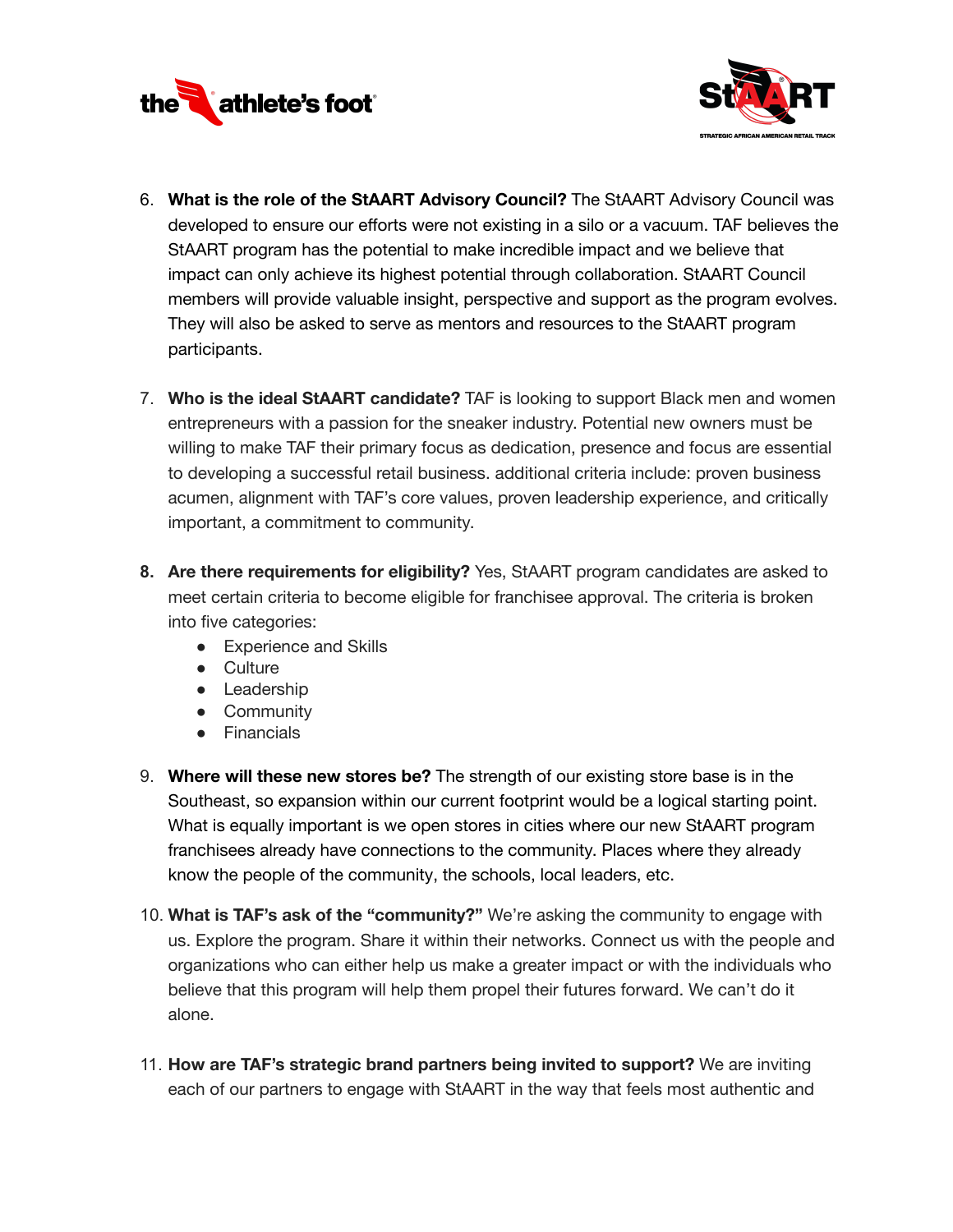6. **What is the role of the StAART Advisory Council?** The StAART Advisory Council was developed to ensure our efforts were not existing in a silo or a vacuum. TAF believes the StAART program has the potential to make incredible impact and we believe that impact can only achieve its highest potential through collaboration. StAART Council members will provide valuable insight, perspective and support as the program evolves. They will also be asked to serve as mentors and resources to the StAART program participants.

7. **Who is the ideal StAART candidate?** TAF is looking to support Black men and women entrepreneurs with a passion for the sneaker industry. Potential new owners must be willing to make TAF their primary focus as dedication, presence and focus are essential to developing a successful retail business. additional criteria include: proven business acumen, alignment with TAF's core values, proven leadership experience, and critically important, a commitment to community.

8. **Are there requirements for eligibility?** Yes, StAART program candidates are asked to meet certain criteria to become eligible for franchisee approval. The criteria is broken into five categories:
   - Experience and Skills
   - Culture
   - Leadership
   - Community
   - Financials

9. **Where will these new stores be?** The strength of our existing store base is in the Southeast, so expansion within our current footprint would be a logical starting point. What is equally important is we open stores in cities where our new StAART program franchisees already have connections to the community. Places where they already know the people of the community, the schools, local leaders, etc.

10. **What is TAF's ask of the "community?"** We're asking the community to engage with us. Explore the program. Share it within their networks. Connect us with the people and organizations who can either help us make a greater impact or with the individuals who believe that this program will help them propel their futures forward. We can't do it alone.

11. **How are TAF's strategic brand partners being invited to support?** We are inviting each of our partners to engage with StAART in the way that feels most authentic and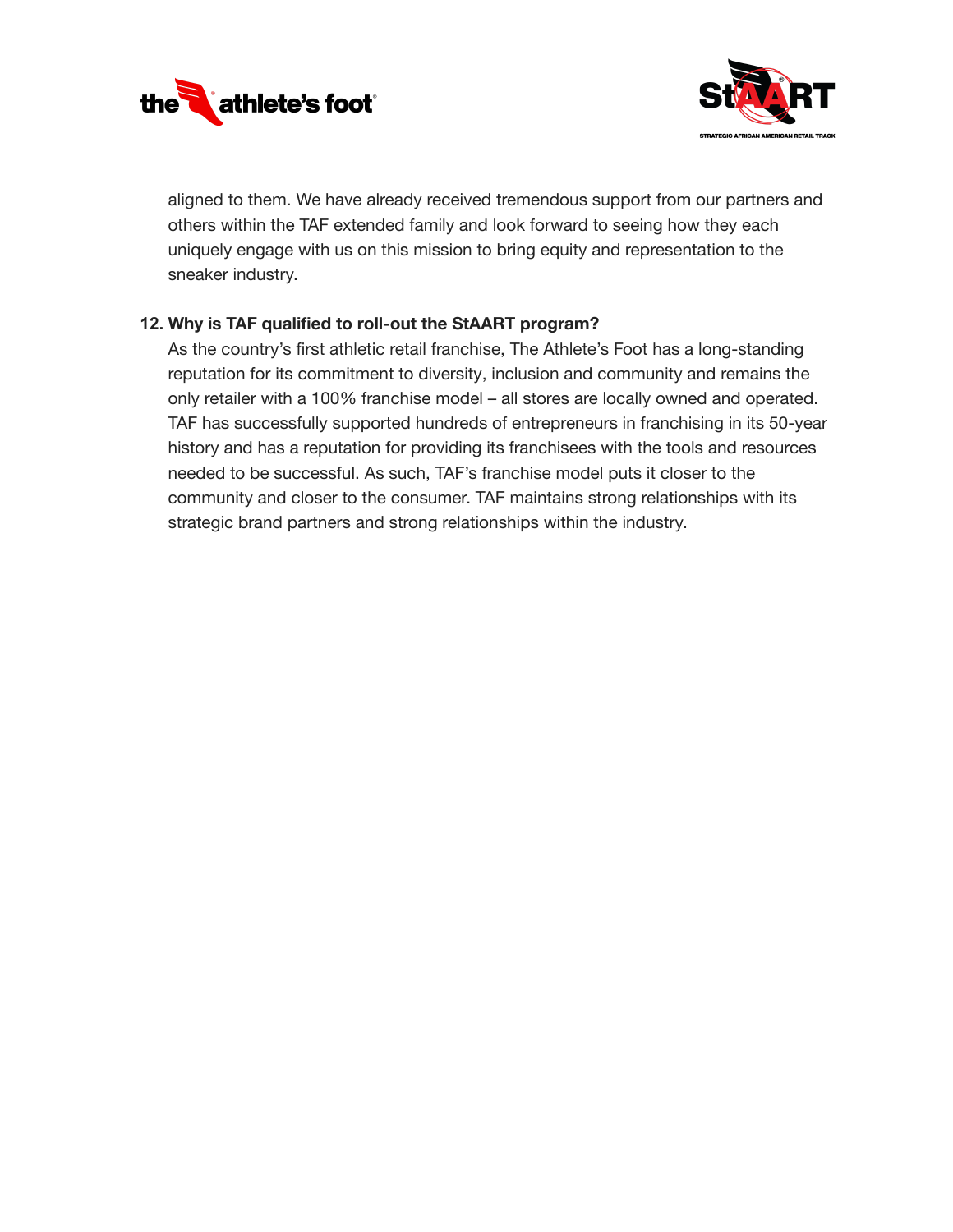aligned to them. We have already received tremendous support from our partners and others within the TAF extended family and look forward to seeing how they each uniquely engage with us on this mission to bring equity and representation to the sneaker industry.

12. **Why is TAF qualified to roll-out the StAART program?**

    As the country's first athletic retail franchise, The Athlete's Foot has a long-standing reputation for its commitment to diversity, inclusion and community and remains the only retailer with a 100% franchise model – all stores are locally owned and operated. TAF has successfully supported hundreds of entrepreneurs in franchising in its 50-year history and has a reputation for providing its franchisees with the tools and resources needed to be successful. As such, TAF's franchise model puts it closer to the community and closer to the consumer. TAF maintains strong relationships with its strategic brand partners and strong relationships within the industry.